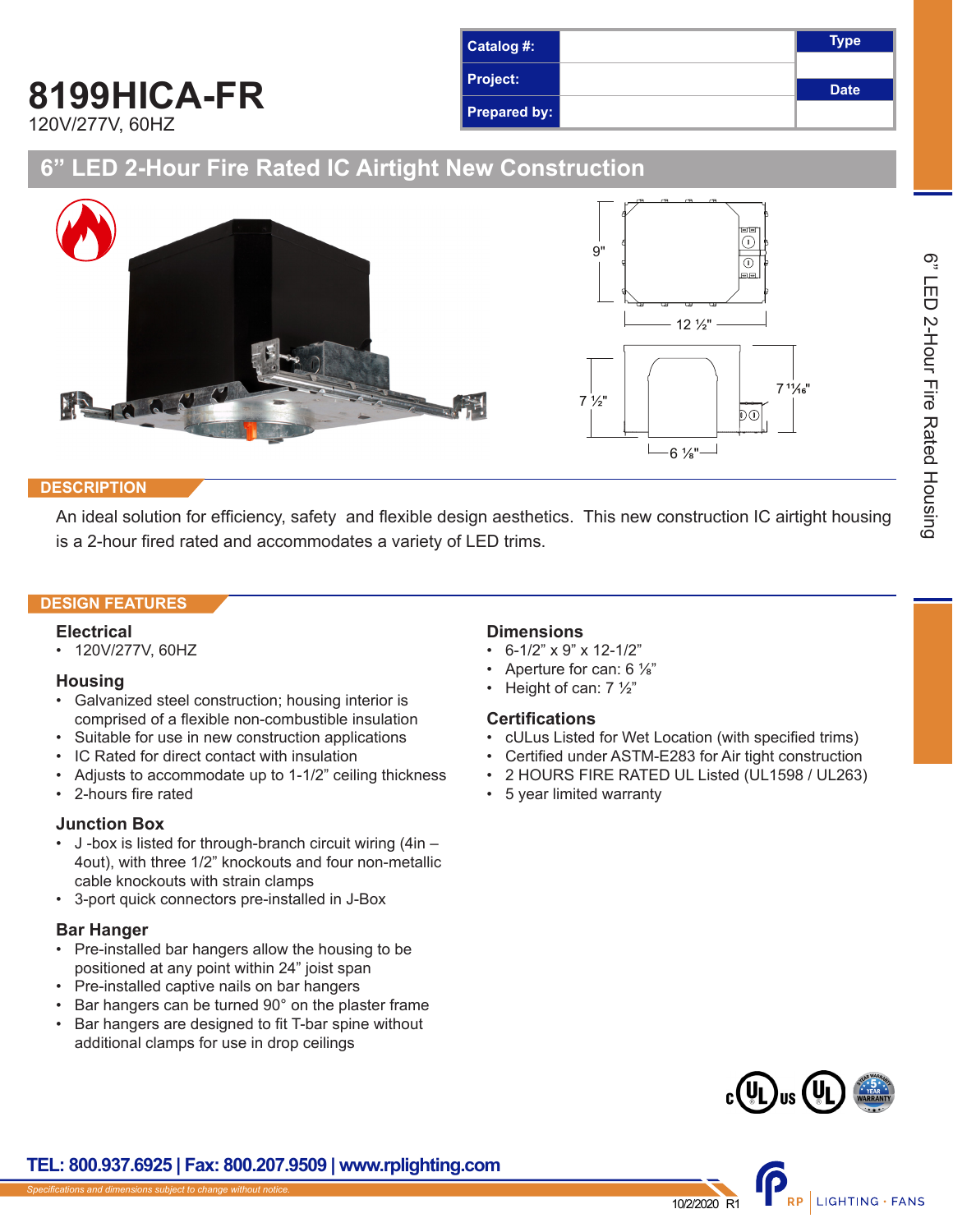# 8199HICA-FR

120V/277V, 60HZ

| Catalog #: | | Type |
|---|---|---|
| Project: | | Date |
| Prepared by: | | |

## 6” LED 2-Hour Fire Rated IC Airtight New Construction

9"

12 ½"

7 ½"

7 ¹¹⁄₁₆"

6 ⅛"

## DESCRIPTION

An ideal solution for efficiency, safety and flexible design aesthetics. This new construction IC airtight housing is a 2-hour fired rated and accommodates a variety of LED trims.

## DESIGN FEATURES

### Electrical

- 120V/277V, 60HZ

### Housing

- Galvanized steel construction; housing interior is comprised of a flexible non-combustible insulation
- Suitable for use in new construction applications
- IC Rated for direct contact with insulation
- Adjusts to accommodate up to 1-1/2” ceiling thickness
- 2-hours fire rated

### Junction Box

- J -box is listed for through-branch circuit wiring (4in – 4out), with three 1/2” knockouts and four non-metallic cable knockouts with strain clamps
- 3-port quick connectors pre-installed in J-Box

### Bar Hanger

- Pre-installed bar hangers allow the housing to be positioned at any point within 24” joist span
- Pre-installed captive nails on bar hangers
- Bar hangers can be turned 90° on the plaster frame
- Bar hangers are designed to fit T-bar spine without additional clamps for use in drop ceilings

### Dimensions

- 6-1/2” x 9” x 12-1/2”
- Aperture for can: 6 ⅛”
- Height of can: 7 ½”

### Certifications

- cULus Listed for Wet Location (with specified trims)
- Certified under ASTM-E283 for Air tight construction
- 2 HOURS FIRE RATED UL Listed (UL1598 / UL263)
- 5 year limited warranty

**TEL: 800.937.6925 | Fax: 800.207.9509 | www.rplighting.com**

*Specifications and dimensions subject to change without notice.*

10/2/2020 R1

RP LIGHTING · FANS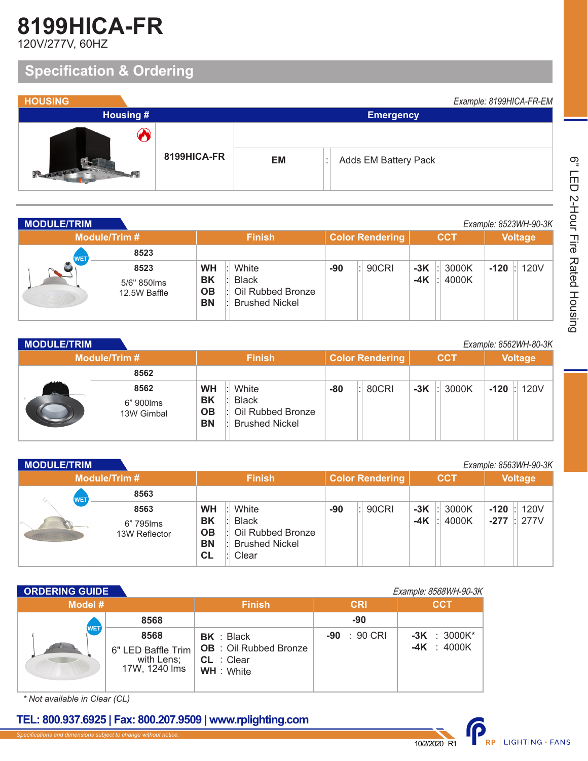# 8199HICA-FR

120V/277V, 60HZ

## Specification & Ordering

### HOUSING

*Example: 8199HICA-FR-EM*

| Housing # | Emergency | | |
|---|---|---|---|
| 8199HICA-FR | EM | : | Adds EM Battery Pack |

### MODULE/TRIM

*Example: 8523WH-90-3K*

| Module/Trim # | Finish | | | Color Rendering | | | CCT | | | Voltage | | |
|---|---|---|---|---|---|---|---|---|---|---|---|---|
| 8523 | | | | | | | | | | | | |
| 8523<br>5/6" 850lms<br>12.5W Baffle | WH<br>BK<br>OB<br>BN | :<br>:<br>:<br>: | White<br>Black<br>Oil Rubbed Bronze<br>Brushed Nickel | -90 | : | 90CRI | -3K<br>-4K | :<br>: | 3000K<br>4000K | -120 | : | 120V |

### MODULE/TRIM

*Example: 8562WH-80-3K*

| Module/Trim # | Finish | | | Color Rendering | | | CCT | | | Voltage | | |
|---|---|---|---|---|---|---|---|---|---|---|---|---|
| 8562 | | | | | | | | | | | | |
| 8562<br>6" 900lms<br>13W Gimbal | WH<br>BK<br>OB<br>BN | :<br>:<br>:<br>: | White<br>Black<br>Oil Rubbed Bronze<br>Brushed Nickel | -80 | : | 80CRI | -3K | : | 3000K | -120 | : | 120V |

### MODULE/TRIM

*Example: 8563WH-90-3K*

| Module/Trim # | Finish | | | Color Rendering | | | CCT | | | Voltage | | |
|---|---|---|---|---|---|---|---|---|---|---|---|---|
| 8563 | | | | | | | | | | | | |
| 8563<br>6" 795lms<br>13W Reflector | WH<br>BK<br>OB<br>BN<br>CL | :<br>:<br>:<br>:<br>: | White<br>Black<br>Oil Rubbed Bronze<br>Brushed Nickel<br>Clear | -90 | : | 90CRI | -3K<br>-4K | :<br>: | 3000K<br>4000K | -120<br>-277 | :<br>: | 120V<br>277V |

### ORDERING GUIDE

*Example: 8568WH-90-3K*

| Model # | Finish | CRI | CCT |
|---|---|---|---|
| 8568 | | -90 | |
| 8568<br>6" LED Baffle Trim with Lens;<br>17W, 1240 lms | BK : Black<br>OB : Oil Rubbed Bronze<br>CL : Clear<br>WH : White | -90 : 90 CRI | -3K : 3000K*<br>-4K : 4000K |

*\* Not available in Clear (CL)*

**TEL: 800.937.6925 | Fax: 800.207.9509 | www.rplighting.com**

*Specifications and dimensions subject to change without notice.*

10/2/2020 R1

RP LIGHTING · FANS

6" LED 2-Hour Fire Rated Housing